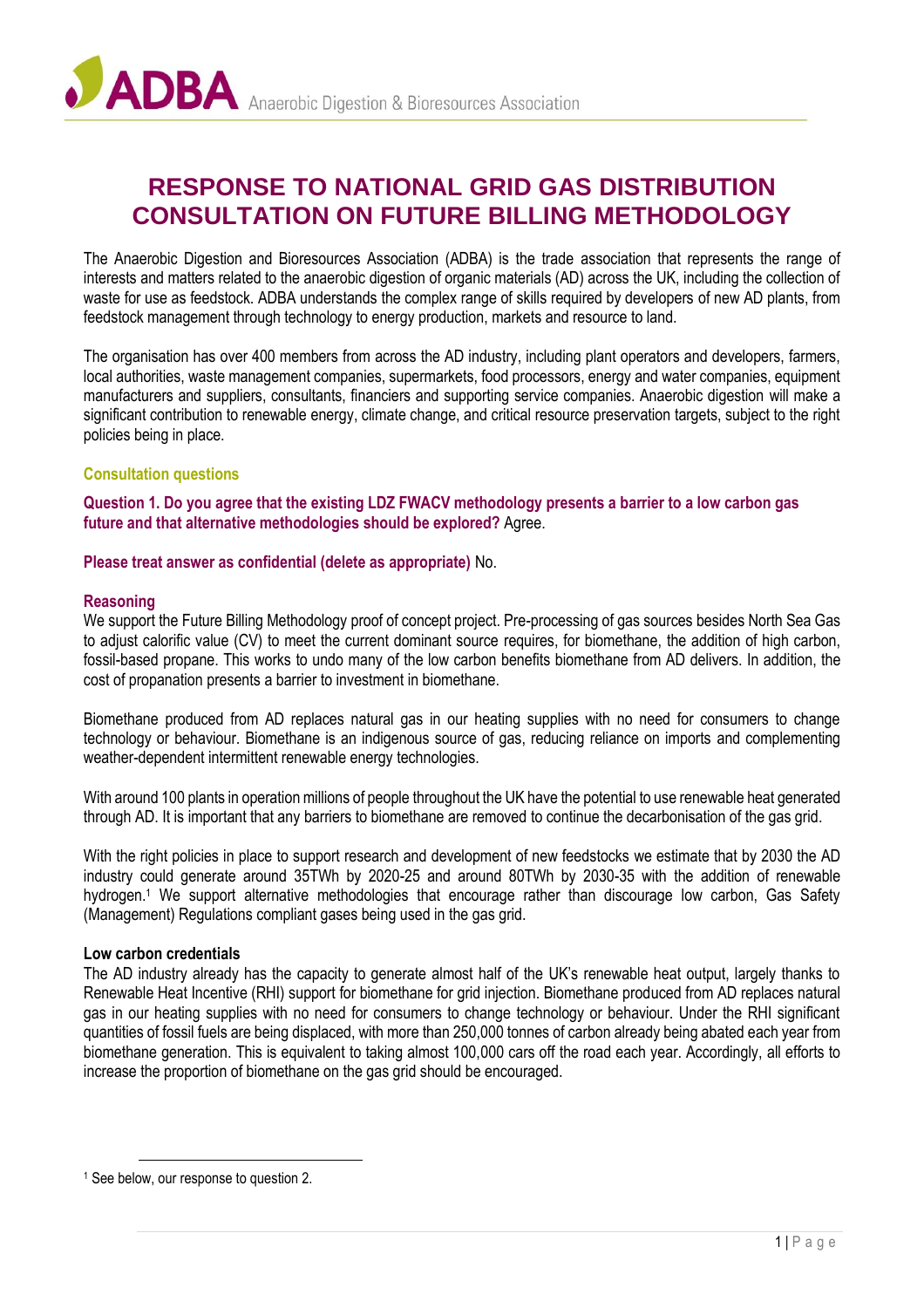# RESPONSE TO NATIONAL GRID GAS DISTRIBUTION CONSULTATION ON FUTURE BILLING METHODOLOGY

The Anaerobic Digestion and Bioresources Association (ADBA) is the trade association that represents the range of interests and matters related to the anaerobic digestion of organic materials (AD) across the UK, including the collection of waste for use as feedstock. ADBA understands the complex range of skills required by developers of new AD plants, from feedstock management through technology to energy production, markets and resource to land.

The organisation has over 400 members from across the AD industry, including plant operators and developers, farmers, local authorities, waste management companies, supermarkets, food processors, energy and water companies, equipment manufacturers and suppliers, consultants, financiers and supporting service companies. Anaerobic digestion will make a significant contribution to renewable energy, climate change, and critical resource preservation targets, subject to the right policies being in place.

## Consultation questions

**Question 1. Do you agree that the existing LDZ FWACV methodology presents a barrier to a low carbon gas future and that alternative methodologies should be explored?** Agree.

**Please treat answer as confidential (delete as appropriate)** No.

### Reasoning

We support the Future Billing Methodology proof of concept project. Pre-processing of gas sources besides North Sea Gas to adjust calorific value (CV) to meet the current dominant source requires, for biomethane, the addition of high carbon, fossil-based propane. This works to undo many of the low carbon benefits biomethane from AD delivers. In addition, the cost of propanation presents a barrier to investment in biomethane.

Biomethane produced from AD replaces natural gas in our heating supplies with no need for consumers to change technology or behaviour. Biomethane is an indigenous source of gas, reducing reliance on imports and complementing weather-dependent intermittent renewable energy technologies.

With around 100 plants in operation millions of people throughout the UK have the potential to use renewable heat generated through AD. It is important that any barriers to biomethane are removed to continue the decarbonisation of the gas grid.

With the right policies in place to support research and development of new feedstocks we estimate that by 2030 the AD industry could generate around 35TWh by 2020-25 and around 80TWh by 2030-35 with the addition of renewable hydrogen.[1] We support alternative methodologies that encourage rather than discourage low carbon, Gas Safety (Management) Regulations compliant gases being used in the gas grid.

### Low carbon credentials

The AD industry already has the capacity to generate almost half of the UK's renewable heat output, largely thanks to Renewable Heat Incentive (RHI) support for biomethane for grid injection. Biomethane produced from AD replaces natural gas in our heating supplies with no need for consumers to change technology or behaviour. Under the RHI significant quantities of fossil fuels are being displaced, with more than 250,000 tonnes of carbon already being abated each year from biomethane generation. This is equivalent to taking almost 100,000 cars off the road each year. Accordingly, all efforts to increase the proportion of biomethane on the gas grid should be encouraged.

---

[1] See below, our response to question 2.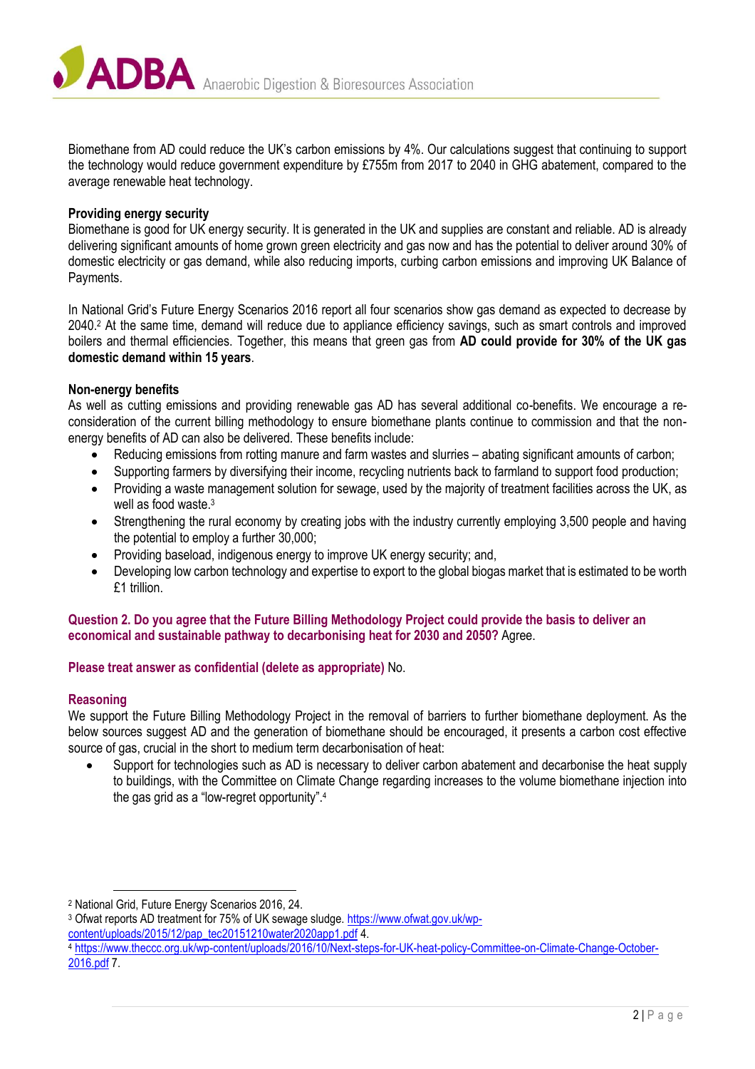Biomethane from AD could reduce the UK's carbon emissions by 4%. Our calculations suggest that continuing to support the technology would reduce government expenditure by £755m from 2017 to 2040 in GHG abatement, compared to the average renewable heat technology.

**Providing energy security**

Biomethane is good for UK energy security. It is generated in the UK and supplies are constant and reliable. AD is already delivering significant amounts of home grown green electricity and gas now and has the potential to deliver around 30% of domestic electricity or gas demand, while also reducing imports, curbing carbon emissions and improving UK Balance of Payments.

In National Grid's Future Energy Scenarios 2016 report all four scenarios show gas demand as expected to decrease by 2040.[2] At the same time, demand will reduce due to appliance efficiency savings, such as smart controls and improved boilers and thermal efficiencies. Together, this means that green gas from **AD could provide for 30% of the UK gas domestic demand within 15 years**.

**Non-energy benefits**

As well as cutting emissions and providing renewable gas AD has several additional co-benefits. We encourage a re-consideration of the current billing methodology to ensure biomethane plants continue to commission and that the non-energy benefits of AD can also be delivered. These benefits include:

- Reducing emissions from rotting manure and farm wastes and slurries – abating significant amounts of carbon;
- Supporting farmers by diversifying their income, recycling nutrients back to farmland to support food production;
- Providing a waste management solution for sewage, used by the majority of treatment facilities across the UK, as well as food waste.[3]
- Strengthening the rural economy by creating jobs with the industry currently employing 3,500 people and having the potential to employ a further 30,000;
- Providing baseload, indigenous energy to improve UK energy security; and,
- Developing low carbon technology and expertise to export to the global biogas market that is estimated to be worth £1 trillion.

**Question 2. Do you agree that the Future Billing Methodology Project could provide the basis to deliver an economical and sustainable pathway to decarbonising heat for 2030 and 2050?** Agree.

**Please treat answer as confidential (delete as appropriate)** No.

**Reasoning**

We support the Future Billing Methodology Project in the removal of barriers to further biomethane deployment. As the below sources suggest AD and the generation of biomethane should be encouraged, it presents a carbon cost effective source of gas, crucial in the short to medium term decarbonisation of heat:

- Support for technologies such as AD is necessary to deliver carbon abatement and decarbonise the heat supply to buildings, with the Committee on Climate Change regarding increases to the volume biomethane injection into the gas grid as a "low-regret opportunity".[4]

---

[2] National Grid, Future Energy Scenarios 2016, 24.

[3] Ofwat reports AD treatment for 75% of UK sewage sludge. https://www.ofwat.gov.uk/wp-content/uploads/2015/12/pap_tec20151210water2020app1.pdf 4.

[4] https://www.theccc.org.uk/wp-content/uploads/2016/10/Next-steps-for-UK-heat-policy-Committee-on-Climate-Change-October-2016.pdf 7.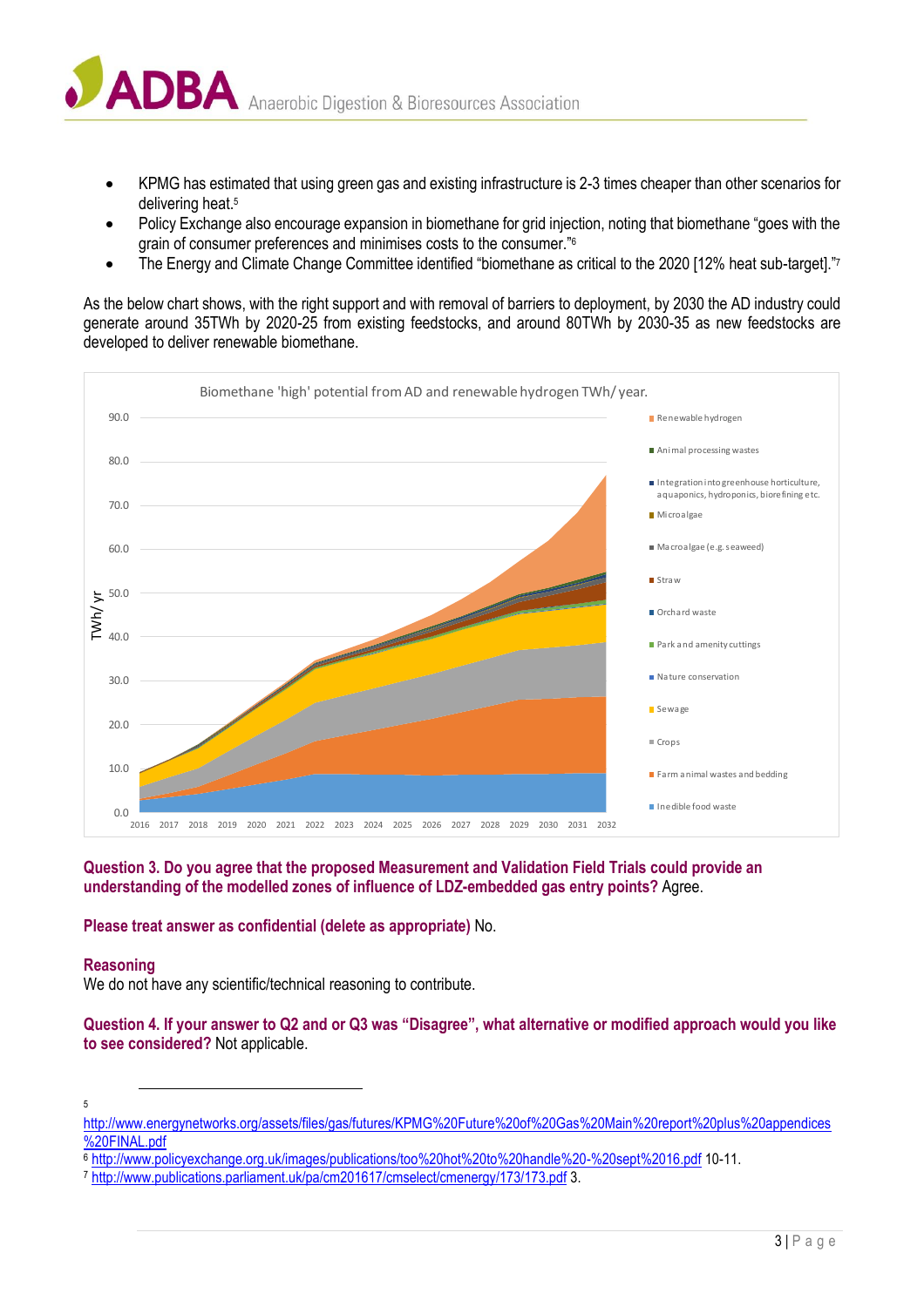- KPMG has estimated that using green gas and existing infrastructure is 2-3 times cheaper than other scenarios for delivering heat.[5]
- Policy Exchange also encourage expansion in biomethane for grid injection, noting that biomethane "goes with the grain of consumer preferences and minimises costs to the consumer."[6]
- The Energy and Climate Change Committee identified "biomethane as critical to the 2020 [12% heat sub-target]."[7]

As the below chart shows, with the right support and with removal of barriers to deployment, by 2030 the AD industry could generate around 35TWh by 2020-25 from existing feedstocks, and around 80TWh by 2030-35 as new feedstocks are developed to deliver renewable biomethane.

Biomethane 'high' potential from AD and renewable hydrogen TWh/ year.

**Question 3. Do you agree that the proposed Measurement and Validation Field Trials could provide an understanding of the modelled zones of influence of LDZ-embedded gas entry points?** Agree.

**Please treat answer as confidential (delete as appropriate)** No.

**Reasoning**

We do not have any scientific/technical reasoning to contribute.

**Question 4. If your answer to Q2 and or Q3 was "Disagree", what alternative or modified approach would you like to see considered?** Not applicable.

---

[5] http://www.energynetworks.org/assets/files/gas/futures/KPMG%20Future%20of%20Gas%20Main%20report%20plus%20appendices%20FINAL.pdf

[6] http://www.policyexchange.org.uk/images/publications/too%20hot%20to%20handle%20-%20sept%2016.pdf 10-11.

[7] http://www.publications.parliament.uk/pa/cm201617/cmselect/cmenergy/173/173.pdf 3.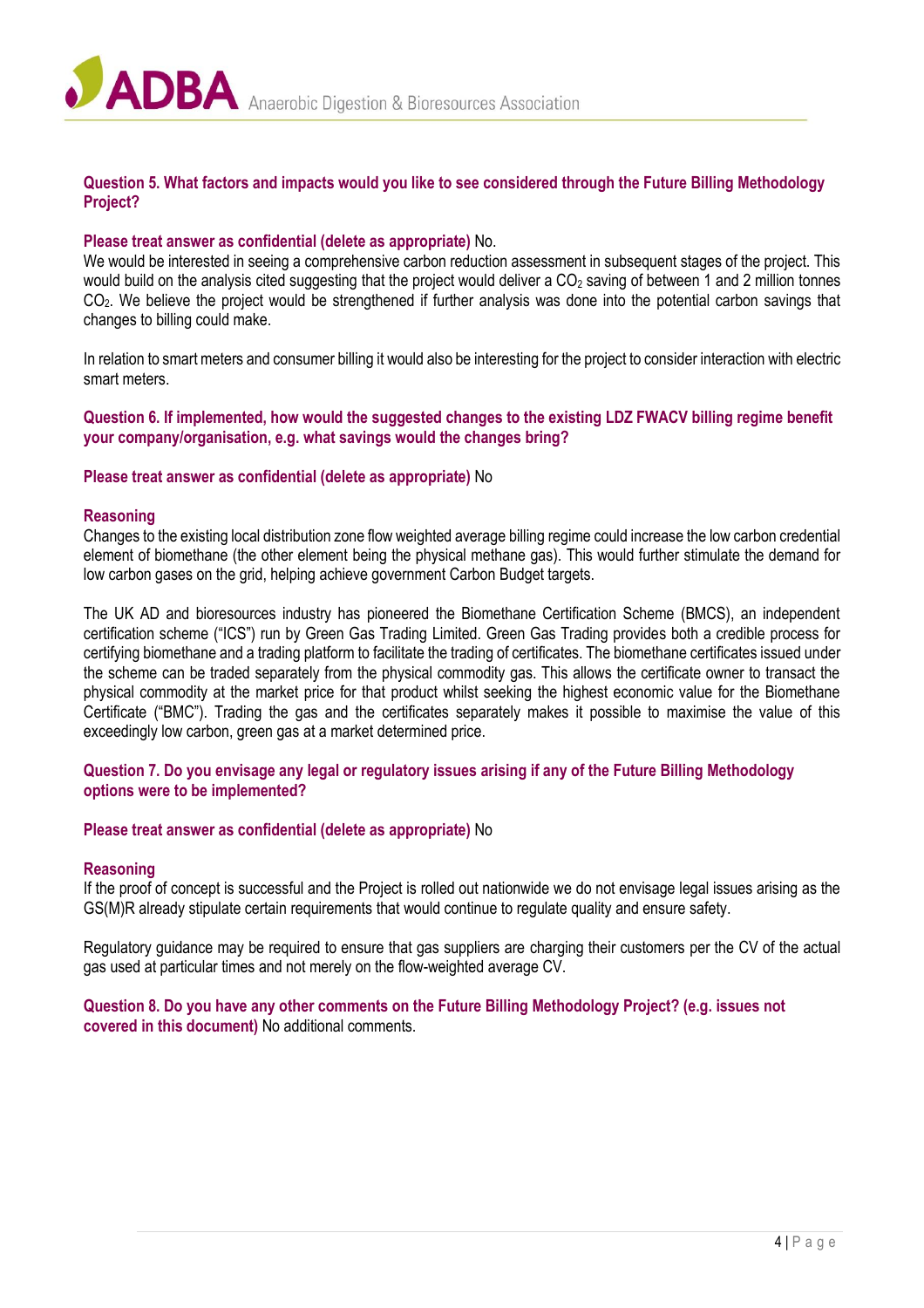**Question 5. What factors and impacts would you like to see considered through the Future Billing Methodology Project?**

**Please treat answer as confidential (delete as appropriate)** No.

We would be interested in seeing a comprehensive carbon reduction assessment in subsequent stages of the project. This would build on the analysis cited suggesting that the project would deliver a $CO_2$ saving of between 1 and 2 million tonnes $CO_2$. We believe the project would be strengthened if further analysis was done into the potential carbon savings that changes to billing could make.

In relation to smart meters and consumer billing it would also be interesting for the project to consider interaction with electric smart meters.

**Question 6. If implemented, how would the suggested changes to the existing LDZ FWACV billing regime benefit your company/organisation, e.g. what savings would the changes bring?**

**Please treat answer as confidential (delete as appropriate)** No

**Reasoning**

Changes to the existing local distribution zone flow weighted average billing regime could increase the low carbon credential element of biomethane (the other element being the physical methane gas). This would further stimulate the demand for low carbon gases on the grid, helping achieve government Carbon Budget targets.

The UK AD and bioresources industry has pioneered the Biomethane Certification Scheme (BMCS), an independent certification scheme ("ICS") run by Green Gas Trading Limited. Green Gas Trading provides both a credible process for certifying biomethane and a trading platform to facilitate the trading of certificates. The biomethane certificates issued under the scheme can be traded separately from the physical commodity gas. This allows the certificate owner to transact the physical commodity at the market price for that product whilst seeking the highest economic value for the Biomethane Certificate ("BMC"). Trading the gas and the certificates separately makes it possible to maximise the value of this exceedingly low carbon, green gas at a market determined price.

**Question 7. Do you envisage any legal or regulatory issues arising if any of the Future Billing Methodology options were to be implemented?**

**Please treat answer as confidential (delete as appropriate)** No

**Reasoning**

If the proof of concept is successful and the Project is rolled out nationwide we do not envisage legal issues arising as the GS(M)R already stipulate certain requirements that would continue to regulate quality and ensure safety.

Regulatory guidance may be required to ensure that gas suppliers are charging their customers per the CV of the actual gas used at particular times and not merely on the flow-weighted average CV.

**Question 8. Do you have any other comments on the Future Billing Methodology Project? (e.g. issues not covered in this document)** No additional comments.